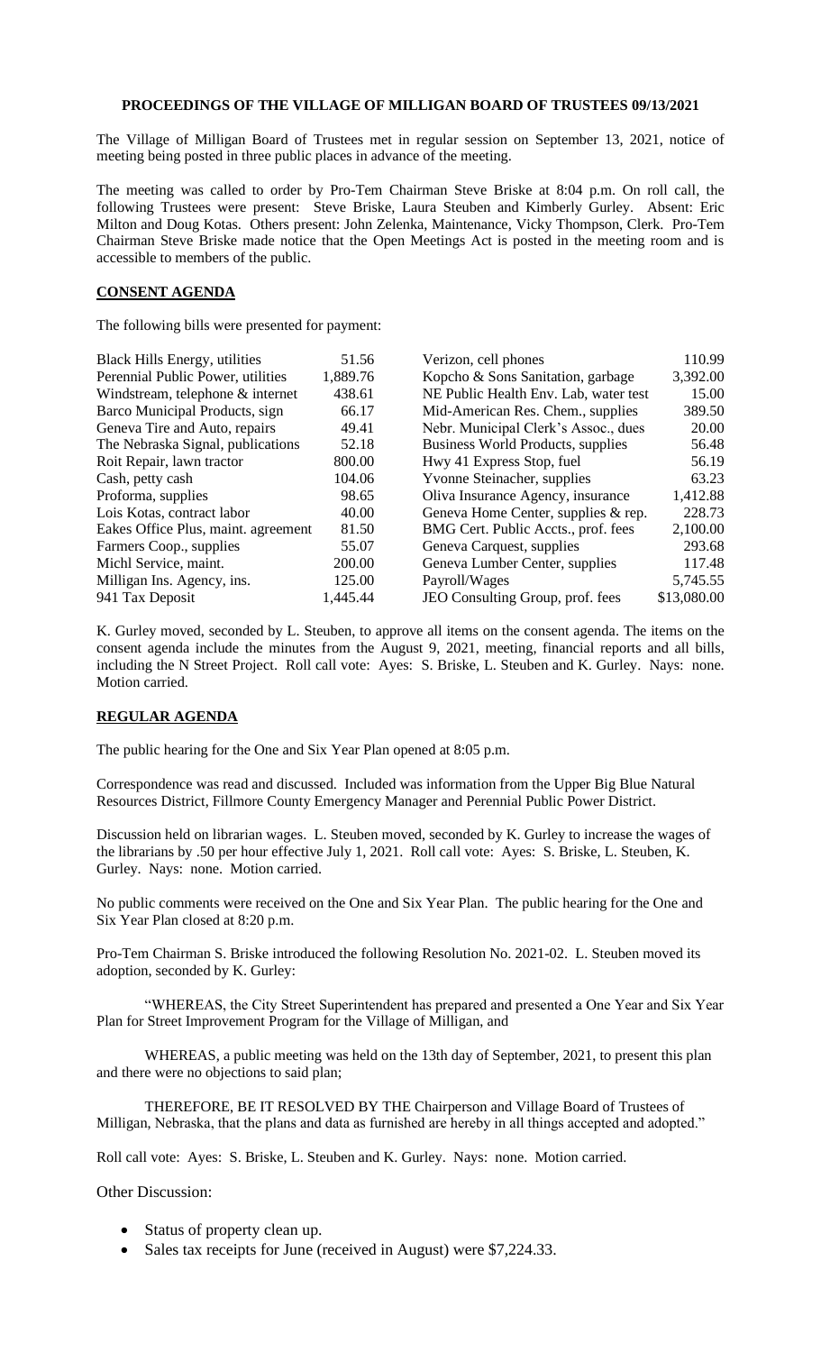**PROCEEDINGS OF THE VILLAGE OF MILLIGAN BOARD OF TRUSTEES 09/13/2021**

The Village of Milligan Board of Trustees met in regular session on September 13, 2021, notice of meeting being posted in three public places in advance of the meeting.

The meeting was called to order by Pro-Tem Chairman Steve Briske at 8:04 p.m. On roll call, the following Trustees were present: Steve Briske, Laura Steuben and Kimberly Gurley. Absent: Eric Milton and Doug Kotas. Others present: John Zelenka, Maintenance, Vicky Thompson, Clerk. Pro-Tem Chairman Steve Briske made notice that the Open Meetings Act is posted in the meeting room and is accessible to members of the public.

**CONSENT AGENDA**

The following bills were presented for payment:

| | | | |
|---|---|---|---|
| Black Hills Energy, utilities | 51.56 | Verizon, cell phones | 110.99 |
| Perennial Public Power, utilities | 1,889.76 | Kopcho & Sons Sanitation, garbage | 3,392.00 |
| Windstream, telephone & internet | 438.61 | NE Public Health Env. Lab, water test | 15.00 |
| Barco Municipal Products, sign | 66.17 | Mid-American Res. Chem., supplies | 389.50 |
| Geneva Tire and Auto, repairs | 49.41 | Nebr. Municipal Clerk's Assoc., dues | 20.00 |
| The Nebraska Signal, publications | 52.18 | Business World Products, supplies | 56.48 |
| Roit Repair, lawn tractor | 800.00 | Hwy 41 Express Stop, fuel | 56.19 |
| Cash, petty cash | 104.06 | Yvonne Steinacher, supplies | 63.23 |
| Proforma, supplies | 98.65 | Oliva Insurance Agency, insurance | 1,412.88 |
| Lois Kotas, contract labor | 40.00 | Geneva Home Center, supplies & rep. | 228.73 |
| Eakes Office Plus, maint. agreement | 81.50 | BMG Cert. Public Accts., prof. fees | 2,100.00 |
| Farmers Coop., supplies | 55.07 | Geneva Carquest, supplies | 293.68 |
| Michl Service, maint. | 200.00 | Geneva Lumber Center, supplies | 117.48 |
| Milligan Ins. Agency, ins. | 125.00 | Payroll/Wages | 5,745.55 |
| 941 Tax Deposit | 1,445.44 | JEO Consulting Group, prof. fees | $13,080.00 |

K. Gurley moved, seconded by L. Steuben, to approve all items on the consent agenda. The items on the consent agenda include the minutes from the August 9, 2021, meeting, financial reports and all bills, including the N Street Project. Roll call vote: Ayes: S. Briske, L. Steuben and K. Gurley. Nays: none. Motion carried.

**REGULAR AGENDA**

The public hearing for the One and Six Year Plan opened at 8:05 p.m.

Correspondence was read and discussed. Included was information from the Upper Big Blue Natural Resources District, Fillmore County Emergency Manager and Perennial Public Power District.

Discussion held on librarian wages. L. Steuben moved, seconded by K. Gurley to increase the wages of the librarians by .50 per hour effective July 1, 2021. Roll call vote: Ayes: S. Briske, L. Steuben, K. Gurley. Nays: none. Motion carried.

No public comments were received on the One and Six Year Plan. The public hearing for the One and Six Year Plan closed at 8:20 p.m.

Pro-Tem Chairman S. Briske introduced the following Resolution No. 2021-02. L. Steuben moved its adoption, seconded by K. Gurley:

"WHEREAS, the City Street Superintendent has prepared and presented a One Year and Six Year Plan for Street Improvement Program for the Village of Milligan, and

WHEREAS, a public meeting was held on the 13th day of September, 2021, to present this plan and there were no objections to said plan;

THEREFORE, BE IT RESOLVED BY THE Chairperson and Village Board of Trustees of Milligan, Nebraska, that the plans and data as furnished are hereby in all things accepted and adopted."

Roll call vote: Ayes: S. Briske, L. Steuben and K. Gurley. Nays: none. Motion carried.

Other Discussion:

- Status of property clean up.
- Sales tax receipts for June (received in August) were $7,224.33.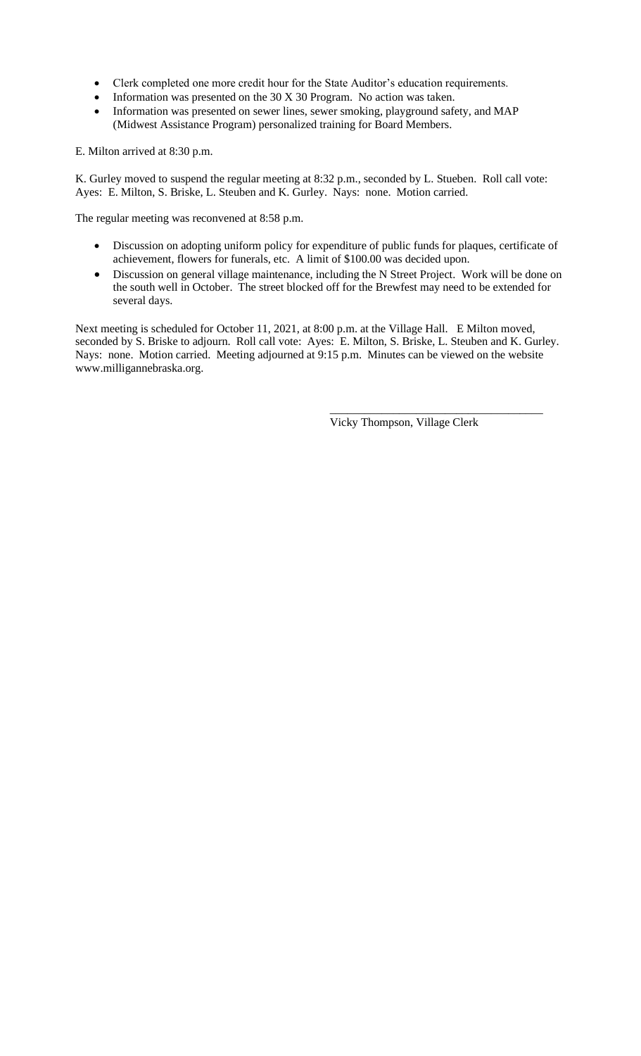- Clerk completed one more credit hour for the State Auditor's education requirements.
- Information was presented on the 30 X 30 Program. No action was taken.
- Information was presented on sewer lines, sewer smoking, playground safety, and MAP (Midwest Assistance Program) personalized training for Board Members.

E. Milton arrived at 8:30 p.m.

K. Gurley moved to suspend the regular meeting at 8:32 p.m., seconded by L. Stueben. Roll call vote: Ayes: E. Milton, S. Briske, L. Steuben and K. Gurley. Nays: none. Motion carried.

The regular meeting was reconvened at 8:58 p.m.

- Discussion on adopting uniform policy for expenditure of public funds for plaques, certificate of achievement, flowers for funerals, etc. A limit of $100.00 was decided upon.
- Discussion on general village maintenance, including the N Street Project. Work will be done on the south well in October. The street blocked off for the Brewfest may need to be extended for several days.

Next meeting is scheduled for October 11, 2021, at 8:00 p.m. at the Village Hall. E Milton moved, seconded by S. Briske to adjourn. Roll call vote: Ayes: E. Milton, S. Briske, L. Steuben and K. Gurley. Nays: none. Motion carried. Meeting adjourned at 9:15 p.m. Minutes can be viewed on the website www.millignannebraska.org.

_____________________________________
Vicky Thompson, Village Clerk